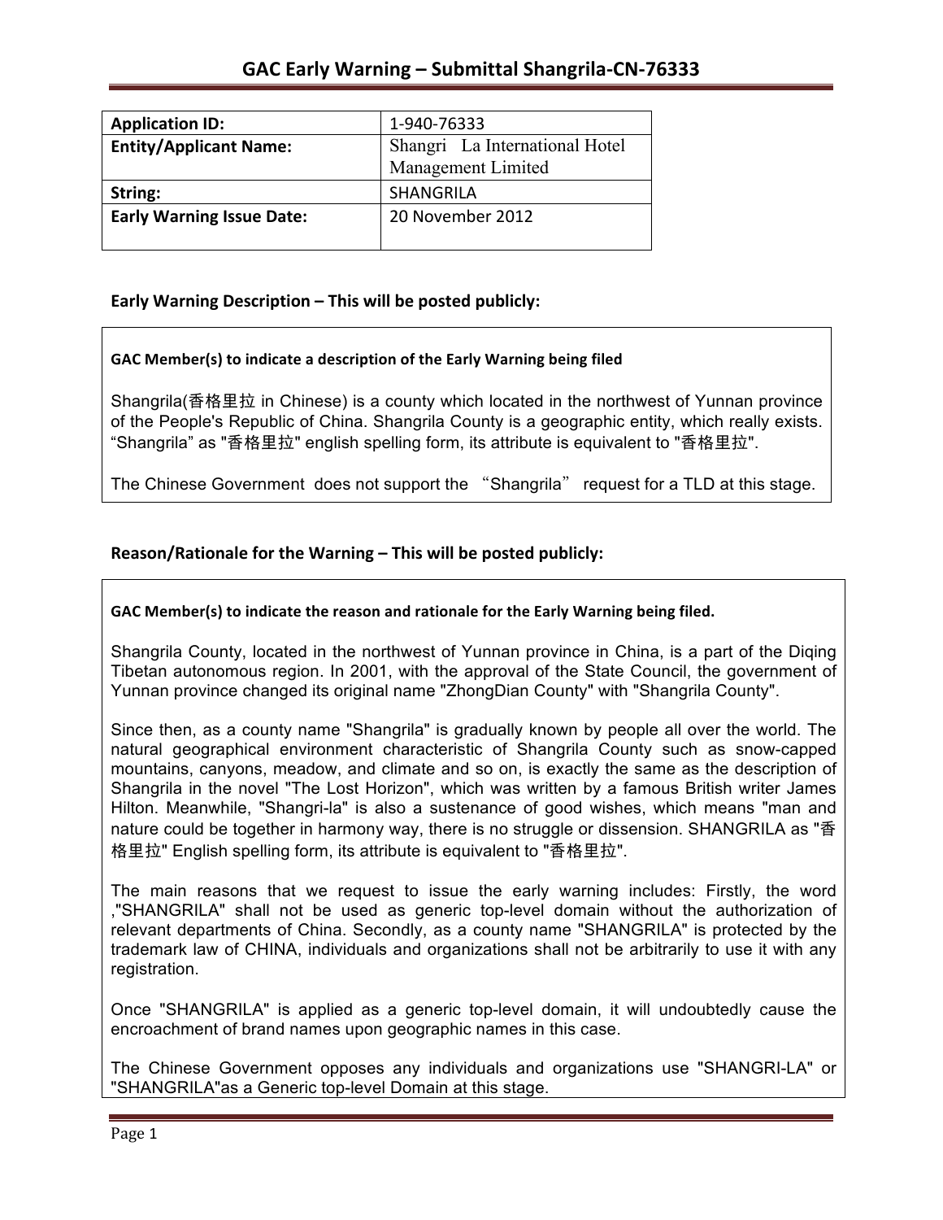# GAC Early Warning – Submittal Shangrila-CN-76333

| Application ID: | 1-940-76333 |
| --- | --- |
| Entity/Applicant Name: | Shangri La International Hotel Management Limited |
| String: | SHANGRILA |
| Early Warning Issue Date: | 20 November 2012 |

## Early Warning Description – This will be posted publicly:

**GAC Member(s) to indicate a description of the Early Warning being filed**

Shangrila(香格里拉 in Chinese) is a county which located in the northwest of Yunnan province of the People's Republic of China. Shangrila County is a geographic entity, which really exists. "Shangrila" as "香格里拉" english spelling form, its attribute is equivalent to "香格里拉".

The Chinese Government does not support the "Shangrila" request for a TLD at this stage.

## Reason/Rationale for the Warning – This will be posted publicly:

**GAC Member(s) to indicate the reason and rationale for the Early Warning being filed.**

Shangrila County, located in the northwest of Yunnan province in China, is a part of the Diqing Tibetan autonomous region. In 2001, with the approval of the State Council, the government of Yunnan province changed its original name "ZhongDian County" with "Shangrila County".

Since then, as a county name "Shangrila" is gradually known by people all over the world. The natural geographical environment characteristic of Shangrila County such as snow-capped mountains, canyons, meadow, and climate and so on, is exactly the same as the description of Shangrila in the novel "The Lost Horizon", which was written by a famous British writer James Hilton. Meanwhile, "Shangri-la" is also a sustenance of good wishes, which means "man and nature could be together in harmony way, there is no struggle or dissension. SHANGRILA as "香格里拉" English spelling form, its attribute is equivalent to "香格里拉".

The main reasons that we request to issue the early warning includes: Firstly, the word ,"SHANGRILA" shall not be used as generic top-level domain without the authorization of relevant departments of China. Secondly, as a county name "SHANGRILA" is protected by the trademark law of CHINA, individuals and organizations shall not be arbitrarily to use it with any registration.

Once "SHANGRILA" is applied as a generic top-level domain, it will undoubtedly cause the encroachment of brand names upon geographic names in this case.

The Chinese Government opposes any individuals and organizations use "SHANGRI-LA" or "SHANGRILA"as a Generic top-level Domain at this stage.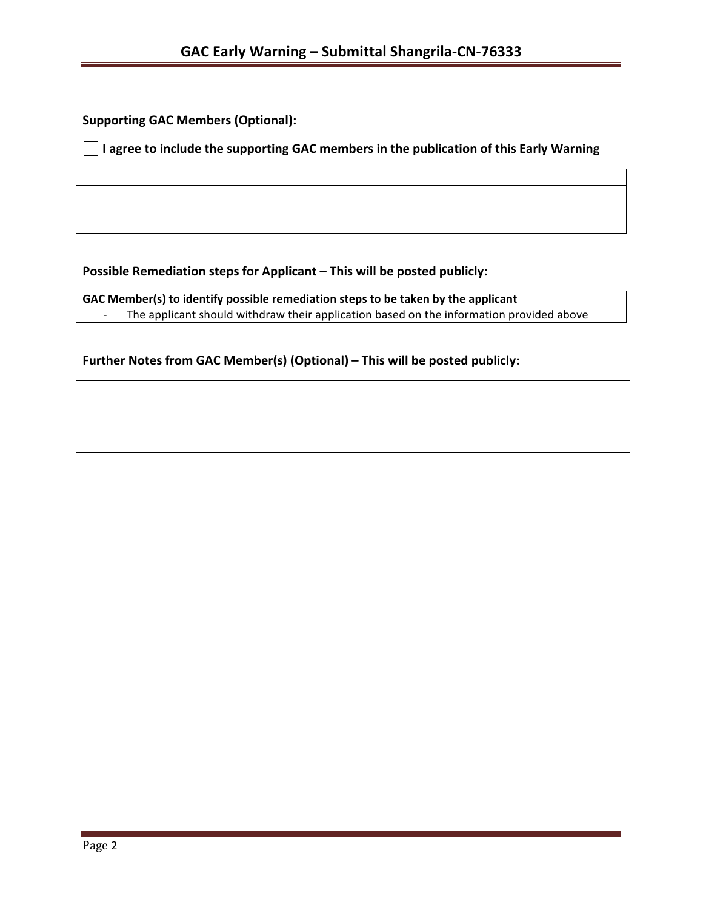**Supporting GAC Members (Optional):**

☐ **I agree to include the supporting GAC members in the publication of this Early Warning**

| | |
|---|---|
| | |
| | |
| | |

**Possible Remediation steps for Applicant – This will be posted publicly:**

**GAC Member(s) to identify possible remediation steps to be taken by the applicant**

- The applicant should withdraw their application based on the information provided above

**Further Notes from GAC Member(s) (Optional) – This will be posted publicly:**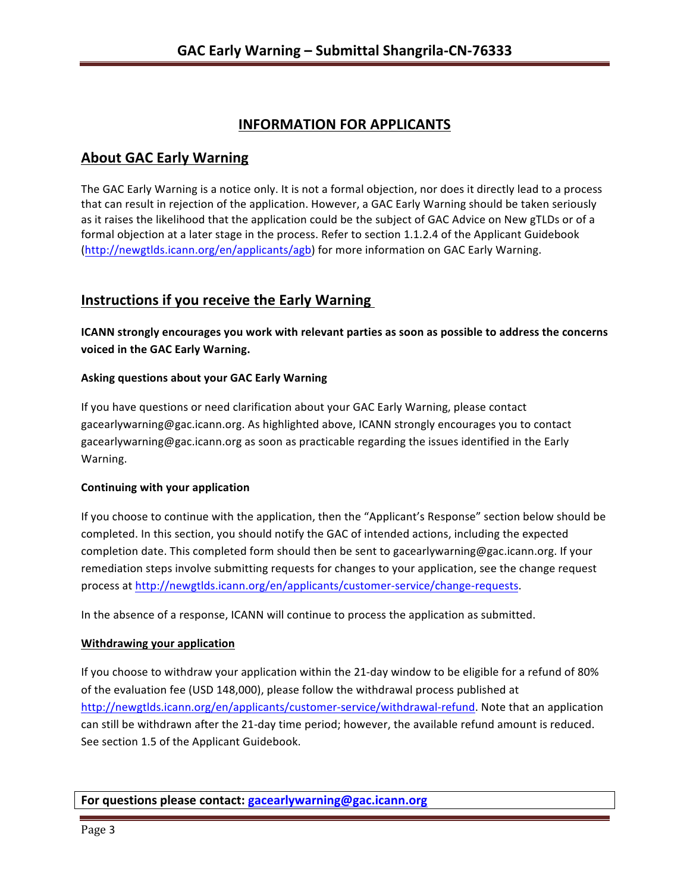## INFORMATION FOR APPLICANTS

## About GAC Early Warning

The GAC Early Warning is a notice only. It is not a formal objection, nor does it directly lead to a process that can result in rejection of the application. However, a GAC Early Warning should be taken seriously as it raises the likelihood that the application could be the subject of GAC Advice on New gTLDs or of a formal objection at a later stage in the process. Refer to section 1.1.2.4 of the Applicant Guidebook (http://newgtlds.icann.org/en/applicants/agb) for more information on GAC Early Warning.

## Instructions if you receive the Early Warning

**ICANN strongly encourages you work with relevant parties as soon as possible to address the concerns voiced in the GAC Early Warning.**

#### Asking questions about your GAC Early Warning

If you have questions or need clarification about your GAC Early Warning, please contact gacearlywarning@gac.icann.org. As highlighted above, ICANN strongly encourages you to contact gacearlywarning@gac.icann.org as soon as practicable regarding the issues identified in the Early Warning.

#### Continuing with your application

If you choose to continue with the application, then the "Applicant's Response" section below should be completed. In this section, you should notify the GAC of intended actions, including the expected completion date. This completed form should then be sent to gacearlywarning@gac.icann.org. If your remediation steps involve submitting requests for changes to your application, see the change request process at http://newgtlds.icann.org/en/applicants/customer-service/change-requests.

In the absence of a response, ICANN will continue to process the application as submitted.

#### Withdrawing your application

If you choose to withdraw your application within the 21-day window to be eligible for a refund of 80% of the evaluation fee (USD 148,000), please follow the withdrawal process published at http://newgtlds.icann.org/en/applicants/customer-service/withdrawal-refund. Note that an application can still be withdrawn after the 21-day time period; however, the available refund amount is reduced. See section 1.5 of the Applicant Guidebook.

**For questions please contact: gacearlywarning@gac.icann.org**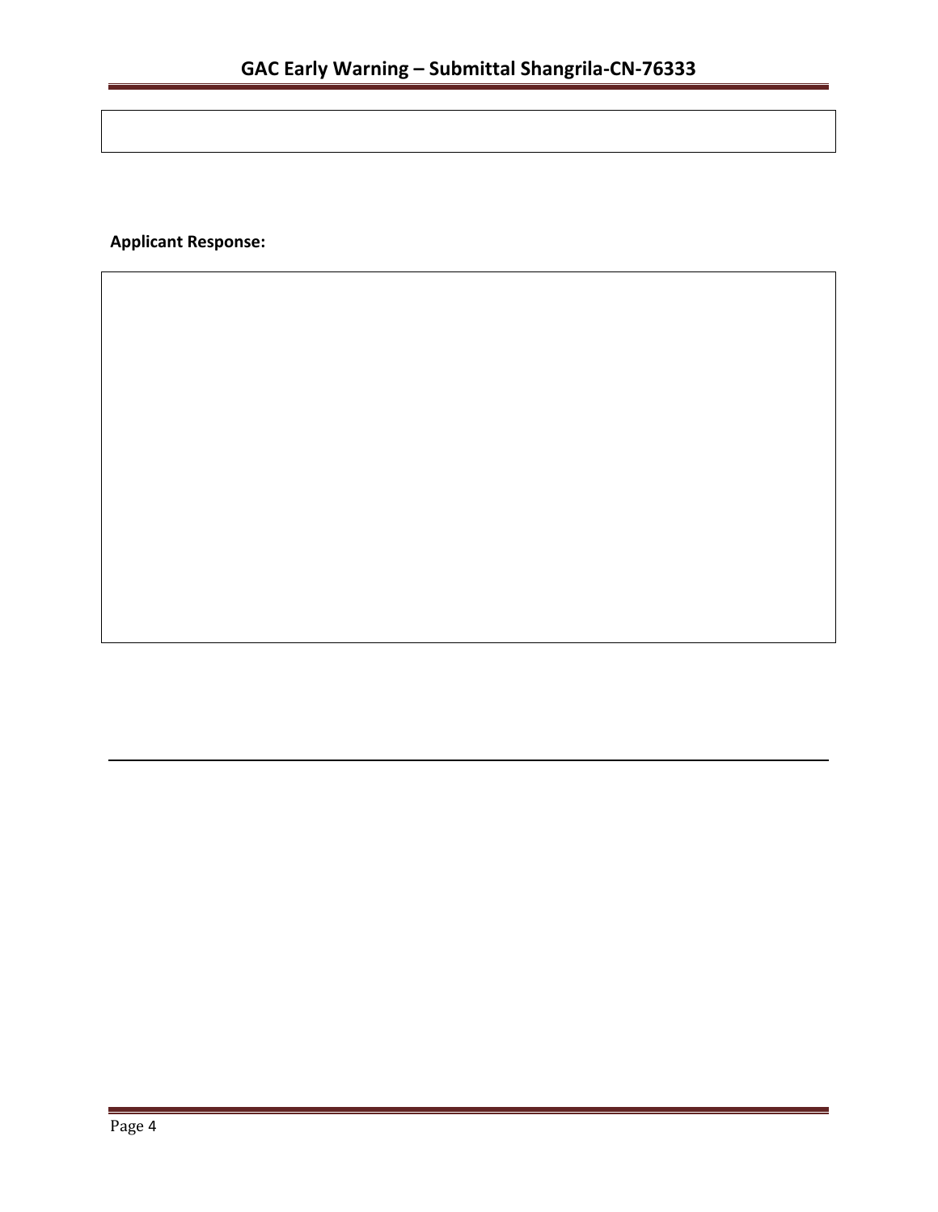**Applicant Response:**